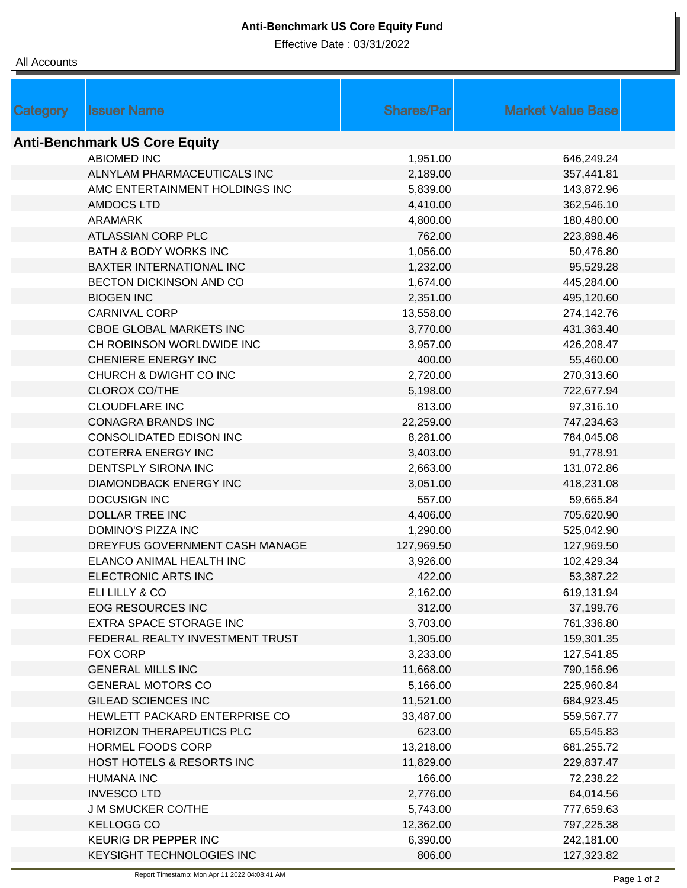# Anti-Benchmark US Core Equity Fund

Effective Date : 03/31/2022

All Accounts

| Category | Issuer Name | Shares/Par | Market Value Base |
|---|---|---|---|
| **Anti-Benchmark US Core Equity** | | | |
| | ABIOMED INC | 1,951.00 | 646,249.24 |
| | ALNYLAM PHARMACEUTICALS INC | 2,189.00 | 357,441.81 |
| | AMC ENTERTAINMENT HOLDINGS INC | 5,839.00 | 143,872.96 |
| | AMDOCS LTD | 4,410.00 | 362,546.10 |
| | ARAMARK | 4,800.00 | 180,480.00 |
| | ATLASSIAN CORP PLC | 762.00 | 223,898.46 |
| | BATH & BODY WORKS INC | 1,056.00 | 50,476.80 |
| | BAXTER INTERNATIONAL INC | 1,232.00 | 95,529.28 |
| | BECTON DICKINSON AND CO | 1,674.00 | 445,284.00 |
| | BIOGEN INC | 2,351.00 | 495,120.60 |
| | CARNIVAL CORP | 13,558.00 | 274,142.76 |
| | CBOE GLOBAL MARKETS INC | 3,770.00 | 431,363.40 |
| | CH ROBINSON WORLDWIDE INC | 3,957.00 | 426,208.47 |
| | CHENIERE ENERGY INC | 400.00 | 55,460.00 |
| | CHURCH & DWIGHT CO INC | 2,720.00 | 270,313.60 |
| | CLOROX CO/THE | 5,198.00 | 722,677.94 |
| | CLOUDFLARE INC | 813.00 | 97,316.10 |
| | CONAGRA BRANDS INC | 22,259.00 | 747,234.63 |
| | CONSOLIDATED EDISON INC | 8,281.00 | 784,045.08 |
| | COTERRA ENERGY INC | 3,403.00 | 91,778.91 |
| | DENTSPLY SIRONA INC | 2,663.00 | 131,072.86 |
| | DIAMONDBACK ENERGY INC | 3,051.00 | 418,231.08 |
| | DOCUSIGN INC | 557.00 | 59,665.84 |
| | DOLLAR TREE INC | 4,406.00 | 705,620.90 |
| | DOMINO'S PIZZA INC | 1,290.00 | 525,042.90 |
| | DREYFUS GOVERNMENT CASH MANAGE | 127,969.50 | 127,969.50 |
| | ELANCO ANIMAL HEALTH INC | 3,926.00 | 102,429.34 |
| | ELECTRONIC ARTS INC | 422.00 | 53,387.22 |
| | ELI LILLY & CO | 2,162.00 | 619,131.94 |
| | EOG RESOURCES INC | 312.00 | 37,199.76 |
| | EXTRA SPACE STORAGE INC | 3,703.00 | 761,336.80 |
| | FEDERAL REALTY INVESTMENT TRUST | 1,305.00 | 159,301.35 |
| | FOX CORP | 3,233.00 | 127,541.85 |
| | GENERAL MILLS INC | 11,668.00 | 790,156.96 |
| | GENERAL MOTORS CO | 5,166.00 | 225,960.84 |
| | GILEAD SCIENCES INC | 11,521.00 | 684,923.45 |
| | HEWLETT PACKARD ENTERPRISE CO | 33,487.00 | 559,567.77 |
| | HORIZON THERAPEUTICS PLC | 623.00 | 65,545.83 |
| | HORMEL FOODS CORP | 13,218.00 | 681,255.72 |
| | HOST HOTELS & RESORTS INC | 11,829.00 | 229,837.47 |
| | HUMANA INC | 166.00 | 72,238.22 |
| | INVESCO LTD | 2,776.00 | 64,014.56 |
| | J M SMUCKER CO/THE | 5,743.00 | 777,659.63 |
| | KELLOGG CO | 12,362.00 | 797,225.38 |
| | KEURIG DR PEPPER INC | 6,390.00 | 242,181.00 |
| | KEYSIGHT TECHNOLOGIES INC | 806.00 | 127,323.82 |

Report Timestamp: Mon Apr 11 2022 04:08:41 AM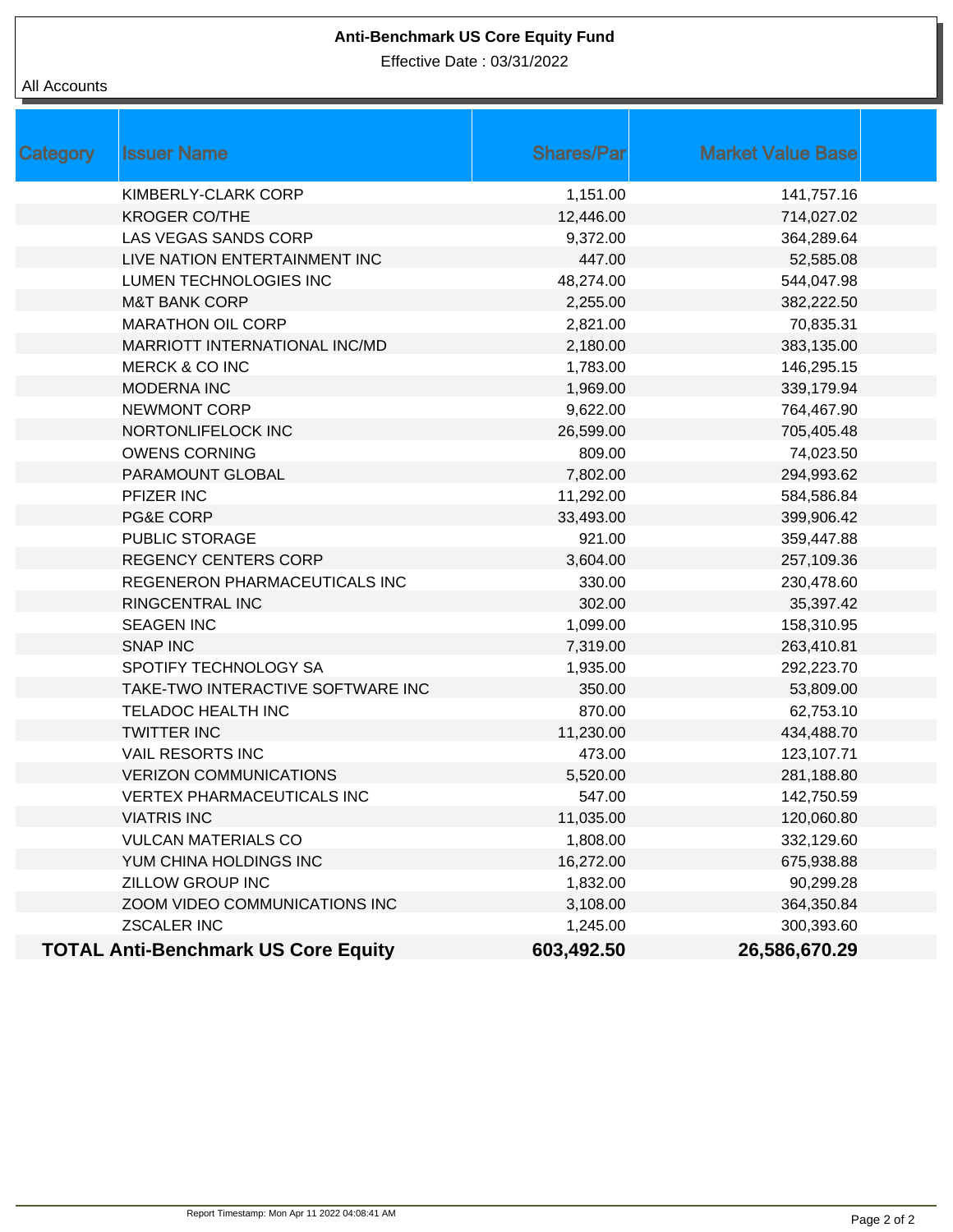**Anti-Benchmark US Core Equity Fund**

Effective Date : 03/31/2022

All Accounts

| Category | Issuer Name | Shares/Par | Market Value Base |
|---|---|---|---|
| | KIMBERLY-CLARK CORP | 1,151.00 | 141,757.16 |
| | KROGER CO/THE | 12,446.00 | 714,027.02 |
| | LAS VEGAS SANDS CORP | 9,372.00 | 364,289.64 |
| | LIVE NATION ENTERTAINMENT INC | 447.00 | 52,585.08 |
| | LUMEN TECHNOLOGIES INC | 48,274.00 | 544,047.98 |
| | M&T BANK CORP | 2,255.00 | 382,222.50 |
| | MARATHON OIL CORP | 2,821.00 | 70,835.31 |
| | MARRIOTT INTERNATIONAL INC/MD | 2,180.00 | 383,135.00 |
| | MERCK & CO INC | 1,783.00 | 146,295.15 |
| | MODERNA INC | 1,969.00 | 339,179.94 |
| | NEWMONT CORP | 9,622.00 | 764,467.90 |
| | NORTONLIFELOCK INC | 26,599.00 | 705,405.48 |
| | OWENS CORNING | 809.00 | 74,023.50 |
| | PARAMOUNT GLOBAL | 7,802.00 | 294,993.62 |
| | PFIZER INC | 11,292.00 | 584,586.84 |
| | PG&E CORP | 33,493.00 | 399,906.42 |
| | PUBLIC STORAGE | 921.00 | 359,447.88 |
| | REGENCY CENTERS CORP | 3,604.00 | 257,109.36 |
| | REGENERON PHARMACEUTICALS INC | 330.00 | 230,478.60 |
| | RINGCENTRAL INC | 302.00 | 35,397.42 |
| | SEAGEN INC | 1,099.00 | 158,310.95 |
| | SNAP INC | 7,319.00 | 263,410.81 |
| | SPOTIFY TECHNOLOGY SA | 1,935.00 | 292,223.70 |
| | TAKE-TWO INTERACTIVE SOFTWARE INC | 350.00 | 53,809.00 |
| | TELADOC HEALTH INC | 870.00 | 62,753.10 |
| | TWITTER INC | 11,230.00 | 434,488.70 |
| | VAIL RESORTS INC | 473.00 | 123,107.71 |
| | VERIZON COMMUNICATIONS | 5,520.00 | 281,188.80 |
| | VERTEX PHARMACEUTICALS INC | 547.00 | 142,750.59 |
| | VIATRIS INC | 11,035.00 | 120,060.80 |
| | VULCAN MATERIALS CO | 1,808.00 | 332,129.60 |
| | YUM CHINA HOLDINGS INC | 16,272.00 | 675,938.88 |
| | ZILLOW GROUP INC | 1,832.00 | 90,299.28 |
| | ZOOM VIDEO COMMUNICATIONS INC | 3,108.00 | 364,350.84 |
| | ZSCALER INC | 1,245.00 | 300,393.60 |
| **TOTAL Anti-Benchmark US Core Equity** | | **603,492.50** | **26,586,670.29** |

Report Timestamp: Mon Apr 11 2022 04:08:41 AM